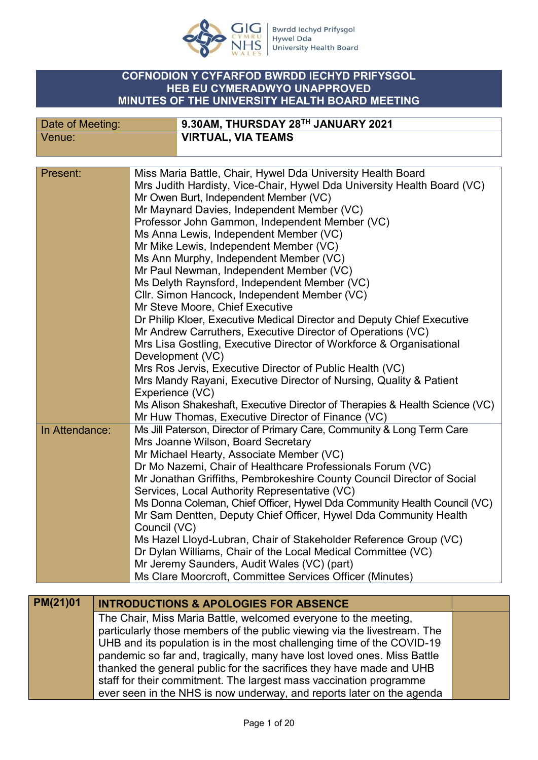Bwrdd Iechyd Prifysgol Hywel Dda University Health Board

# COFNODION Y CYFARFOD BWRDD IECHYD PRIFYSGOL HEB EU CYMERADWYO UNAPPROVED MINUTES OF THE UNIVERSITY HEALTH BOARD MEETING

| | |
|---|---|
| Date of Meeting: | **9.30AM, THURSDAY 28TH JANUARY 2021** |
| Venue: | **VIRTUAL, VIA TEAMS** |

| | |
|---|---|
| Present: | Miss Maria Battle, Chair, Hywel Dda University Health Board<br>Mrs Judith Hardisty, Vice-Chair, Hywel Dda University Health Board (VC)<br>Mr Owen Burt, Independent Member (VC)<br>Mr Maynard Davies, Independent Member (VC)<br>Professor John Gammon, Independent Member (VC)<br>Ms Anna Lewis, Independent Member (VC)<br>Mr Mike Lewis, Independent Member (VC)<br>Ms Ann Murphy, Independent Member (VC)<br>Mr Paul Newman, Independent Member (VC)<br>Ms Delyth Raynsford, Independent Member (VC)<br>Cllr. Simon Hancock, Independent Member (VC)<br>Mr Steve Moore, Chief Executive<br>Dr Philip Kloer, Executive Medical Director and Deputy Chief Executive<br>Mr Andrew Carruthers, Executive Director of Operations (VC)<br>Mrs Lisa Gostling, Executive Director of Workforce & Organisational Development (VC)<br>Mrs Ros Jervis, Executive Director of Public Health (VC)<br>Mrs Mandy Rayani, Executive Director of Nursing, Quality & Patient Experience (VC)<br>Ms Alison Shakeshaft, Executive Director of Therapies & Health Science (VC)<br>Mr Huw Thomas, Executive Director of Finance (VC) |
| In Attendance: | Ms Jill Paterson, Director of Primary Care, Community & Long Term Care<br>Mrs Joanne Wilson, Board Secretary<br>Mr Michael Hearty, Associate Member (VC)<br>Dr Mo Nazemi, Chair of Healthcare Professionals Forum (VC)<br>Mr Jonathan Griffiths, Pembrokeshire County Council Director of Social Services, Local Authority Representative (VC)<br>Ms Donna Coleman, Chief Officer, Hywel Dda Community Health Council (VC)<br>Mr Sam Dentten, Deputy Chief Officer, Hywel Dda Community Health Council (VC)<br>Ms Hazel Lloyd-Lubran, Chair of Stakeholder Reference Group (VC)<br>Dr Dylan Williams, Chair of the Local Medical Committee (VC)<br>Mr Jeremy Saunders, Audit Wales (VC) (part)<br>Ms Clare Moorcroft, Committee Services Officer (Minutes) |

| **PM(21)01** | **INTRODUCTIONS & APOLOGIES FOR ABSENCE** | |
|---|---|---|
| | The Chair, Miss Maria Battle, welcomed everyone to the meeting, particularly those members of the public viewing via the livestream. The UHB and its population is in the most challenging time of the COVID-19 pandemic so far and, tragically, many have lost loved ones. Miss Battle thanked the general public for the sacrifices they have made and UHB staff for their commitment. The largest mass vaccination programme ever seen in the NHS is now underway, and reports later on the agenda | |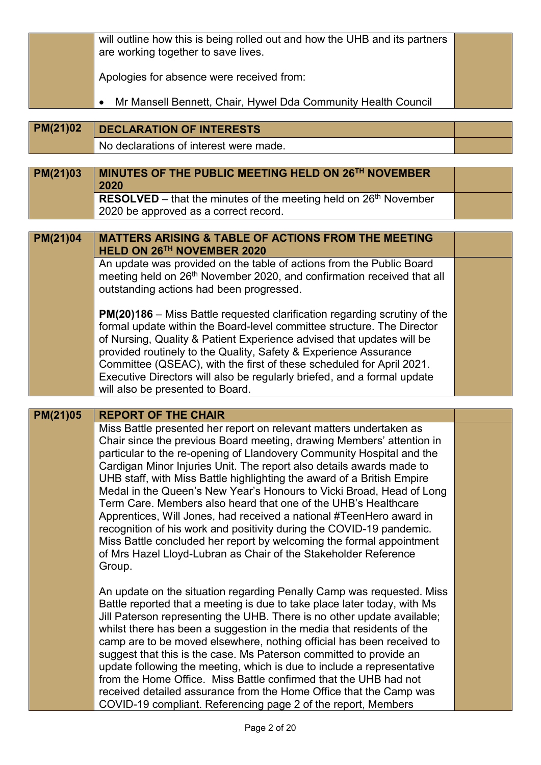| | will outline how this is being rolled out and how the UHB and its partners are working together to save lives.<br><br>Apologies for absence were received from:<br><br>• Mr Mansell Bennett, Chair, Hywel Dda Community Health Council | |
|---|---|---|

| **PM(21)02** | **DECLARATION OF INTERESTS** | |
|---|---|---|
| | No declarations of interest were made. | |

| **PM(21)03** | **MINUTES OF THE PUBLIC MEETING HELD ON 26TH NOVEMBER 2020** | |
|---|---|---|
| | **RESOLVED** – that the minutes of the meeting held on 26th November 2020 be approved as a correct record. | |

| **PM(21)04** | **MATTERS ARISING & TABLE OF ACTIONS FROM THE MEETING HELD ON 26TH NOVEMBER 2020** | |
|---|---|---|
| | An update was provided on the table of actions from the Public Board meeting held on 26th November 2020, and confirmation received that all outstanding actions had been progressed.<br><br>**PM(20)186** – Miss Battle requested clarification regarding scrutiny of the formal update within the Board-level committee structure. The Director of Nursing, Quality & Patient Experience advised that updates will be provided routinely to the Quality, Safety & Experience Assurance Committee (QSEAC), with the first of these scheduled for April 2021. Executive Directors will also be regularly briefed, and a formal update will also be presented to Board. | |

| **PM(21)05** | **REPORT OF THE CHAIR** | |
|---|---|---|
| | Miss Battle presented her report on relevant matters undertaken as Chair since the previous Board meeting, drawing Members' attention in particular to the re-opening of Llandovery Community Hospital and the Cardigan Minor Injuries Unit. The report also details awards made to UHB staff, with Miss Battle highlighting the award of a British Empire Medal in the Queen's New Year's Honours to Vicki Broad, Head of Long Term Care. Members also heard that one of the UHB's Healthcare Apprentices, Will Jones, had received a national #TeenHero award in recognition of his work and positivity during the COVID-19 pandemic. Miss Battle concluded her report by welcoming the formal appointment of Mrs Hazel Lloyd-Lubran as Chair of the Stakeholder Reference Group.<br><br>An update on the situation regarding Penally Camp was requested. Miss Battle reported that a meeting is due to take place later today, with Ms Jill Paterson representing the UHB. There is no other update available; whilst there has been a suggestion in the media that residents of the camp are to be moved elsewhere, nothing official has been received to suggest that this is the case. Ms Paterson committed to provide an update following the meeting, which is due to include a representative from the Home Office. Miss Battle confirmed that the UHB had not received detailed assurance from the Home Office that the Camp was COVID-19 compliant. Referencing page 2 of the report, Members | |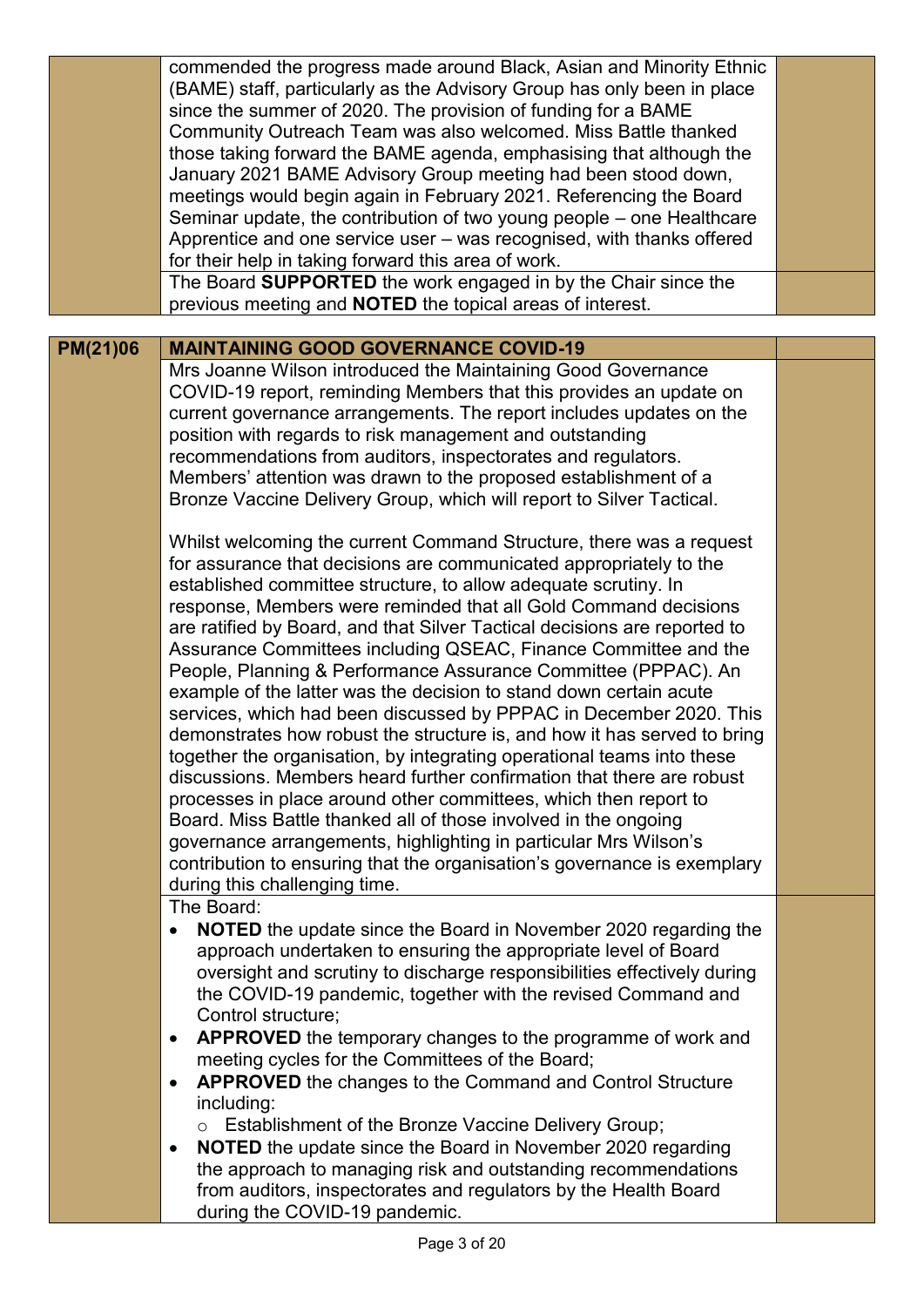| | | |
|---|---|---|
| | commended the progress made around Black, Asian and Minority Ethnic (BAME) staff, particularly as the Advisory Group has only been in place since the summer of 2020. The provision of funding for a BAME Community Outreach Team was also welcomed. Miss Battle thanked those taking forward the BAME agenda, emphasising that although the January 2021 BAME Advisory Group meeting had been stood down, meetings would begin again in February 2021. Referencing the Board Seminar update, the contribution of two young people – one Healthcare Apprentice and one service user – was recognised, with thanks offered for their help in taking forward this area of work. | |
| | The Board **SUPPORTED** the work engaged in by the Chair since the previous meeting and **NOTED** the topical areas of interest. | |

| | | |
|---|---|---|
| **PM(21)06** | **MAINTAINING GOOD GOVERNANCE COVID-19** | |
| | Mrs Joanne Wilson introduced the Maintaining Good Governance COVID-19 report, reminding Members that this provides an update on current governance arrangements. The report includes updates on the position with regards to risk management and outstanding recommendations from auditors, inspectorates and regulators. Members' attention was drawn to the proposed establishment of a Bronze Vaccine Delivery Group, which will report to Silver Tactical.<br><br>Whilst welcoming the current Command Structure, there was a request for assurance that decisions are communicated appropriately to the established committee structure, to allow adequate scrutiny. In response, Members were reminded that all Gold Command decisions are ratified by Board, and that Silver Tactical decisions are reported to Assurance Committees including QSEAC, Finance Committee and the People, Planning & Performance Assurance Committee (PPPAC). An example of the latter was the decision to stand down certain acute services, which had been discussed by PPPAC in December 2020. This demonstrates how robust the structure is, and how it has served to bring together the organisation, by integrating operational teams into these discussions. Members heard further confirmation that there are robust processes in place around other committees, which then report to Board. Miss Battle thanked all of those involved in the ongoing governance arrangements, highlighting in particular Mrs Wilson's contribution to ensuring that the organisation's governance is exemplary during this challenging time. | |
| | The Board:<br>• **NOTED** the update since the Board in November 2020 regarding the approach undertaken to ensuring the appropriate level of Board oversight and scrutiny to discharge responsibilities effectively during the COVID-19 pandemic, together with the revised Command and Control structure;<br>• **APPROVED** the temporary changes to the programme of work and meeting cycles for the Committees of the Board;<br>• **APPROVED** the changes to the Command and Control Structure including:<br>&nbsp;&nbsp;&nbsp;&nbsp;○ Establishment of the Bronze Vaccine Delivery Group;<br>• **NOTED** the update since the Board in November 2020 regarding the approach to managing risk and outstanding recommendations from auditors, inspectorates and regulators by the Health Board during the COVID-19 pandemic. | |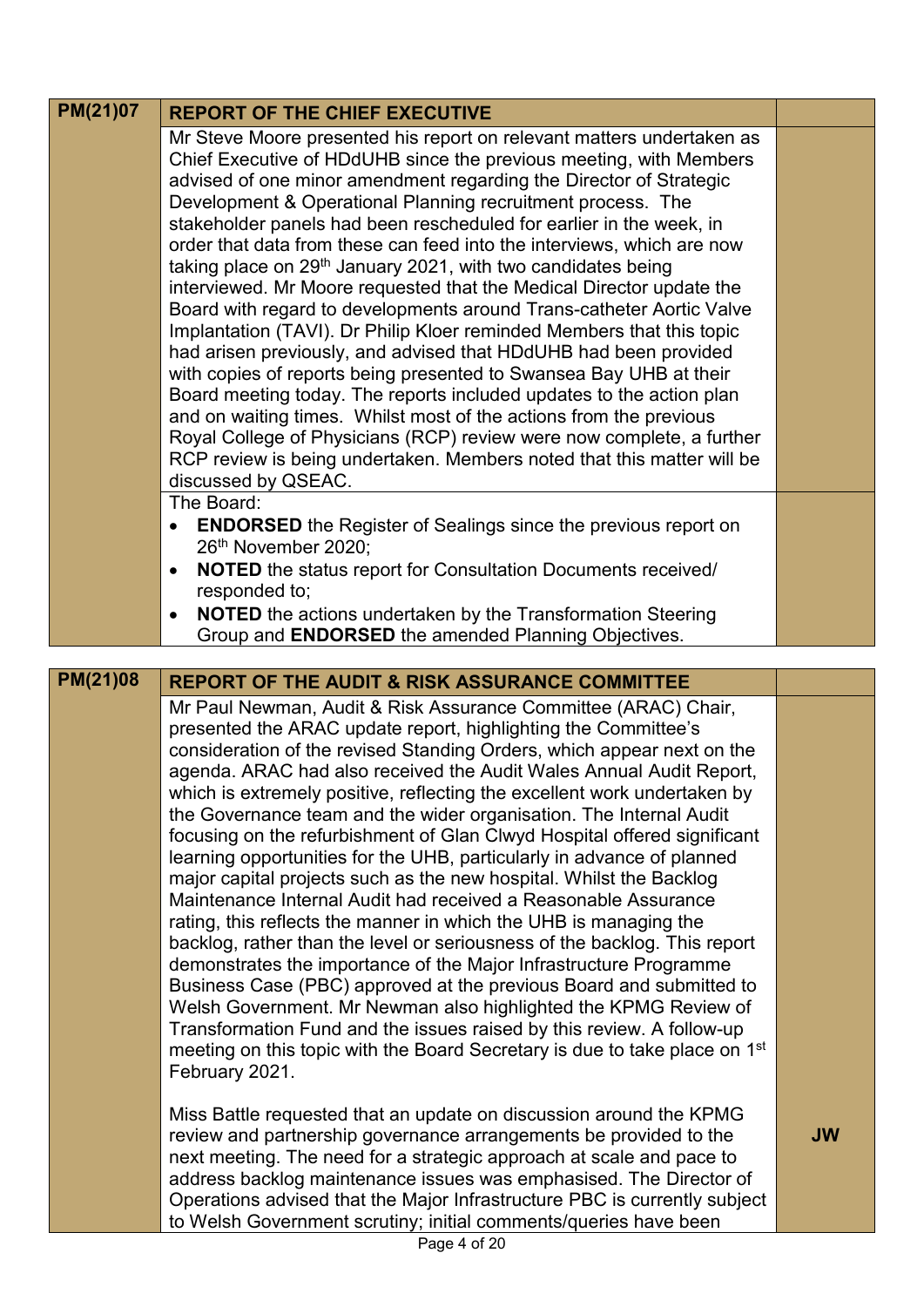| PM(21)07 | REPORT OF THE CHIEF EXECUTIVE | |
|---|---|---|
| | Mr Steve Moore presented his report on relevant matters undertaken as Chief Executive of HDdUHB since the previous meeting, with Members advised of one minor amendment regarding the Director of Strategic Development & Operational Planning recruitment process. The stakeholder panels had been rescheduled for earlier in the week, in order that data from these can feed into the interviews, which are now taking place on 29th January 2021, with two candidates being interviewed. Mr Moore requested that the Medical Director update the Board with regard to developments around Trans-catheter Aortic Valve Implantation (TAVI). Dr Philip Kloer reminded Members that this topic had arisen previously, and advised that HDdUHB had been provided with copies of reports being presented to Swansea Bay UHB at their Board meeting today. The reports included updates to the action plan and on waiting times. Whilst most of the actions from the previous Royal College of Physicians (RCP) review were now complete, a further RCP review is being undertaken. Members noted that this matter will be discussed by QSEAC. | |
| | The Board:<br>• **ENDORSED** the Register of Sealings since the previous report on 26th November 2020;<br>• **NOTED** the status report for Consultation Documents received/ responded to;<br>• **NOTED** the actions undertaken by the Transformation Steering Group and **ENDORSED** the amended Planning Objectives. | |

| PM(21)08 | REPORT OF THE AUDIT & RISK ASSURANCE COMMITTEE | |
|---|---|---|
| | Mr Paul Newman, Audit & Risk Assurance Committee (ARAC) Chair, presented the ARAC update report, highlighting the Committee's consideration of the revised Standing Orders, which appear next on the agenda. ARAC had also received the Audit Wales Annual Audit Report, which is extremely positive, reflecting the excellent work undertaken by the Governance team and the wider organisation. The Internal Audit focusing on the refurbishment of Glan Clwyd Hospital offered significant learning opportunities for the UHB, particularly in advance of planned major capital projects such as the new hospital. Whilst the Backlog Maintenance Internal Audit had received a Reasonable Assurance rating, this reflects the manner in which the UHB is managing the backlog, rather than the level or seriousness of the backlog. This report demonstrates the importance of the Major Infrastructure Programme Business Case (PBC) approved at the previous Board and submitted to Welsh Government. Mr Newman also highlighted the KPMG Review of Transformation Fund and the issues raised by this review. A follow-up meeting on this topic with the Board Secretary is due to take place on 1st February 2021.<br><br>Miss Battle requested that an update on discussion around the KPMG review and partnership governance arrangements be provided to the next meeting. The need for a strategic approach at scale and pace to address backlog maintenance issues was emphasised. The Director of Operations advised that the Major Infrastructure PBC is currently subject to Welsh Government scrutiny; initial comments/queries have been | **JW** |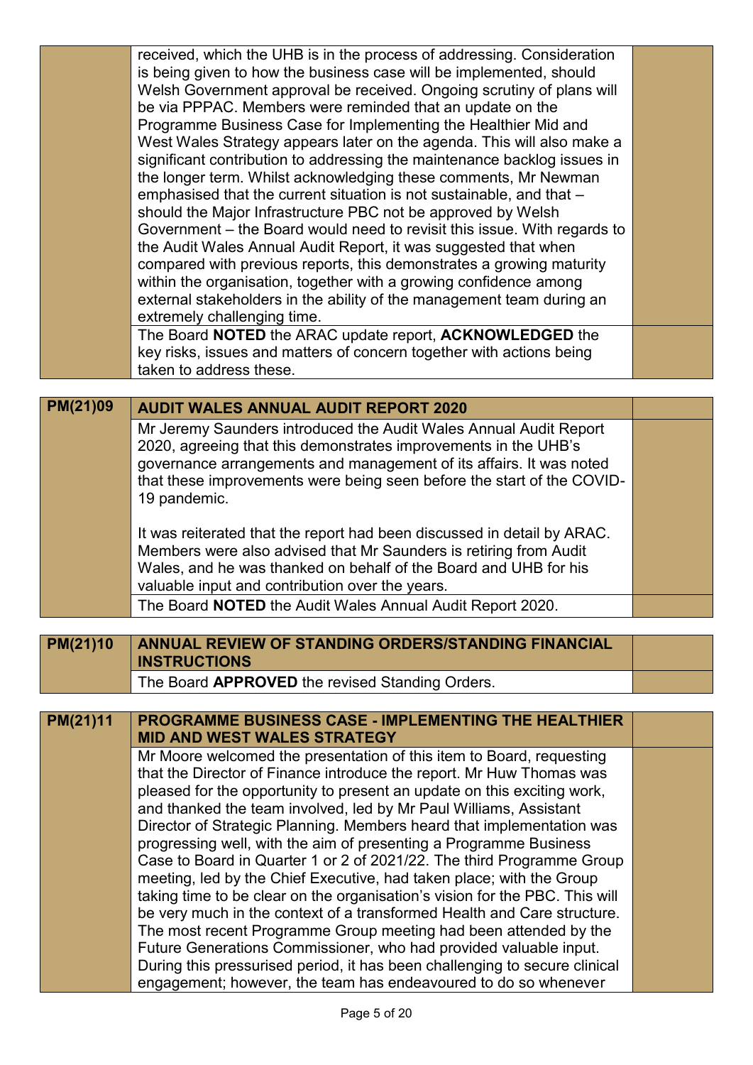| | | |
|---|---|---|
| | received, which the UHB is in the process of addressing. Consideration is being given to how the business case will be implemented, should Welsh Government approval be received. Ongoing scrutiny of plans will be via PPPAC. Members were reminded that an update on the Programme Business Case for Implementing the Healthier Mid and West Wales Strategy appears later on the agenda. This will also make a significant contribution to addressing the maintenance backlog issues in the longer term. Whilst acknowledging these comments, Mr Newman emphasised that the current situation is not sustainable, and that – should the Major Infrastructure PBC not be approved by Welsh Government – the Board would need to revisit this issue. With regards to the Audit Wales Annual Audit Report, it was suggested that when compared with previous reports, this demonstrates a growing maturity within the organisation, together with a growing confidence among external stakeholders in the ability of the management team during an extremely challenging time. | |
| | The Board **NOTED** the ARAC update report, **ACKNOWLEDGED** the key risks, issues and matters of concern together with actions being taken to address these. | |

| **PM(21)09** | **AUDIT WALES ANNUAL AUDIT REPORT 2020** | |
|---|---|---|
| | Mr Jeremy Saunders introduced the Audit Wales Annual Audit Report 2020, agreeing that this demonstrates improvements in the UHB's governance arrangements and management of its affairs. It was noted that these improvements were being seen before the start of the COVID-19 pandemic.<br><br>It was reiterated that the report had been discussed in detail by ARAC. Members were also advised that Mr Saunders is retiring from Audit Wales, and he was thanked on behalf of the Board and UHB for his valuable input and contribution over the years. | |
| | The Board **NOTED** the Audit Wales Annual Audit Report 2020. | |

| **PM(21)10** | **ANNUAL REVIEW OF STANDING ORDERS/STANDING FINANCIAL INSTRUCTIONS** | |
|---|---|---|
| | The Board **APPROVED** the revised Standing Orders. | |

| **PM(21)11** | **PROGRAMME BUSINESS CASE - IMPLEMENTING THE HEALTHIER MID AND WEST WALES STRATEGY** | |
|---|---|---|
| | Mr Moore welcomed the presentation of this item to Board, requesting that the Director of Finance introduce the report. Mr Huw Thomas was pleased for the opportunity to present an update on this exciting work, and thanked the team involved, led by Mr Paul Williams, Assistant Director of Strategic Planning. Members heard that implementation was progressing well, with the aim of presenting a Programme Business Case to Board in Quarter 1 or 2 of 2021/22. The third Programme Group meeting, led by the Chief Executive, had taken place; with the Group taking time to be clear on the organisation's vision for the PBC. This will be very much in the context of a transformed Health and Care structure. The most recent Programme Group meeting had been attended by the Future Generations Commissioner, who had provided valuable input. During this pressurised period, it has been challenging to secure clinical engagement; however, the team has endeavoured to do so whenever | |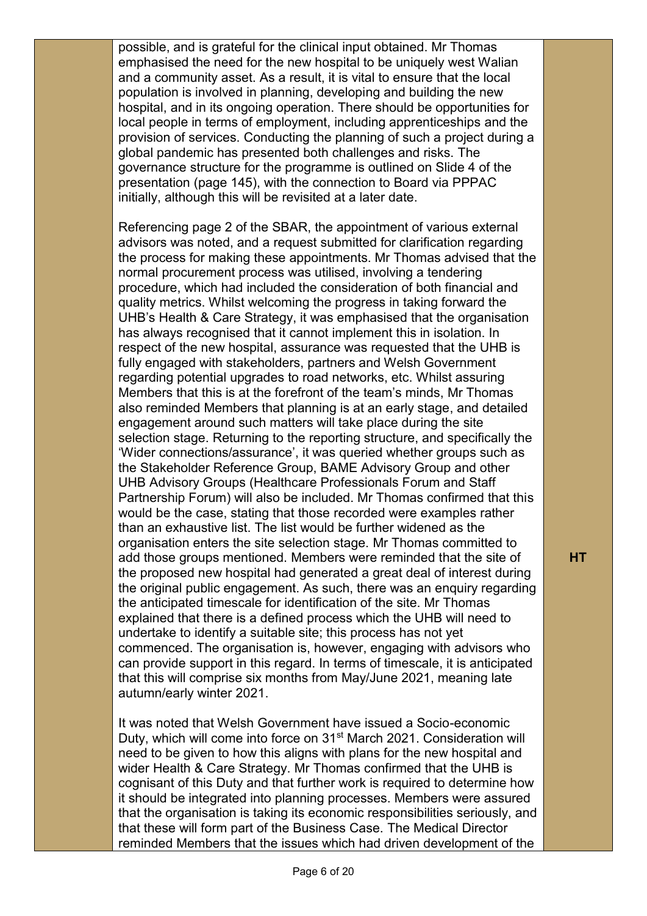| | | |
|---|---|---|
| | possible, and is grateful for the clinical input obtained. Mr Thomas emphasised the need for the new hospital to be uniquely west Walian and a community asset. As a result, it is vital to ensure that the local population is involved in planning, developing and building the new hospital, and in its ongoing operation. There should be opportunities for local people in terms of employment, including apprenticeships and the provision of services. Conducting the planning of such a project during a global pandemic has presented both challenges and risks. The governance structure for the programme is outlined on Slide 4 of the presentation (page 145), with the connection to Board via PPPAC initially, although this will be revisited at a later date.<br><br>Referencing page 2 of the SBAR, the appointment of various external advisors was noted, and a request submitted for clarification regarding the process for making these appointments. Mr Thomas advised that the normal procurement process was utilised, involving a tendering procedure, which had included the consideration of both financial and quality metrics. Whilst welcoming the progress in taking forward the UHB's Health & Care Strategy, it was emphasised that the organisation has always recognised that it cannot implement this in isolation. In respect of the new hospital, assurance was requested that the UHB is fully engaged with stakeholders, partners and Welsh Government regarding potential upgrades to road networks, etc. Whilst assuring Members that this is at the forefront of the team's minds, Mr Thomas also reminded Members that planning is at an early stage, and detailed engagement around such matters will take place during the site selection stage. Returning to the reporting structure, and specifically the 'Wider connections/assurance', it was queried whether groups such as the Stakeholder Reference Group, BAME Advisory Group and other UHB Advisory Groups (Healthcare Professionals Forum and Staff Partnership Forum) will also be included. Mr Thomas confirmed that this would be the case, stating that those recorded were examples rather than an exhaustive list. The list would be further widened as the organisation enters the site selection stage. Mr Thomas committed to add those groups mentioned. Members were reminded that the site of the proposed new hospital had generated a great deal of interest during the original public engagement. As such, there was an enquiry regarding the anticipated timescale for identification of the site. Mr Thomas explained that there is a defined process which the UHB will need to undertake to identify a suitable site; this process has not yet commenced. The organisation is, however, engaging with advisors who can provide support in this regard. In terms of timescale, it is anticipated that this will comprise six months from May/June 2021, meaning late autumn/early winter 2021.<br><br>It was noted that Welsh Government have issued a Socio-economic Duty, which will come into force on 31st March 2021. Consideration will need to be given to how this aligns with plans for the new hospital and wider Health & Care Strategy. Mr Thomas confirmed that the UHB is cognisant of this Duty and that further work is required to determine how it should be integrated into planning processes. Members were assured that the organisation is taking its economic responsibilities seriously, and that these will form part of the Business Case. The Medical Director reminded Members that the issues which had driven development of the | HT |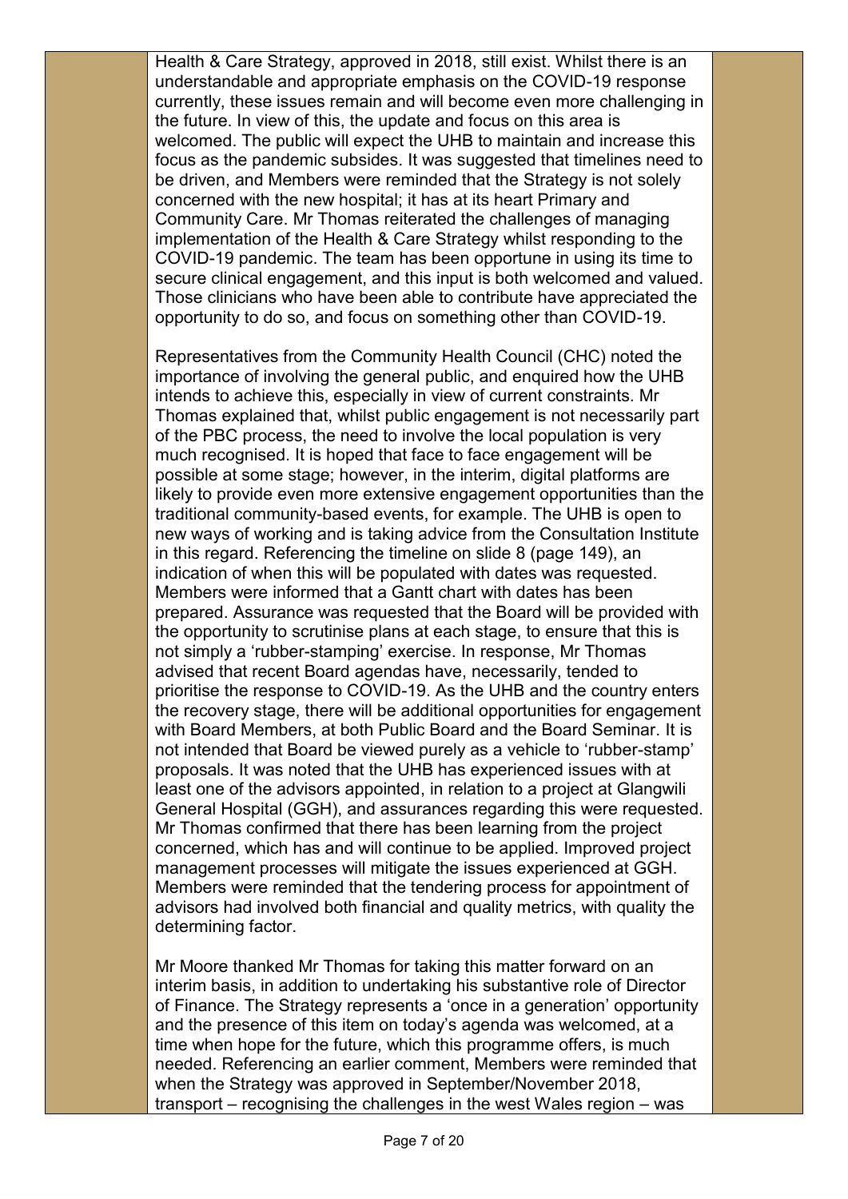Health & Care Strategy, approved in 2018, still exist. Whilst there is an understandable and appropriate emphasis on the COVID-19 response currently, these issues remain and will become even more challenging in the future. In view of this, the update and focus on this area is welcomed. The public will expect the UHB to maintain and increase this focus as the pandemic subsides. It was suggested that timelines need to be driven, and Members were reminded that the Strategy is not solely concerned with the new hospital; it has at its heart Primary and Community Care. Mr Thomas reiterated the challenges of managing implementation of the Health & Care Strategy whilst responding to the COVID-19 pandemic. The team has been opportune in using its time to secure clinical engagement, and this input is both welcomed and valued. Those clinicians who have been able to contribute have appreciated the opportunity to do so, and focus on something other than COVID-19.

Representatives from the Community Health Council (CHC) noted the importance of involving the general public, and enquired how the UHB intends to achieve this, especially in view of current constraints. Mr Thomas explained that, whilst public engagement is not necessarily part of the PBC process, the need to involve the local population is very much recognised. It is hoped that face to face engagement will be possible at some stage; however, in the interim, digital platforms are likely to provide even more extensive engagement opportunities than the traditional community-based events, for example. The UHB is open to new ways of working and is taking advice from the Consultation Institute in this regard. Referencing the timeline on slide 8 (page 149), an indication of when this will be populated with dates was requested. Members were informed that a Gantt chart with dates has been prepared. Assurance was requested that the Board will be provided with the opportunity to scrutinise plans at each stage, to ensure that this is not simply a 'rubber-stamping' exercise. In response, Mr Thomas advised that recent Board agendas have, necessarily, tended to prioritise the response to COVID-19. As the UHB and the country enters the recovery stage, there will be additional opportunities for engagement with Board Members, at both Public Board and the Board Seminar. It is not intended that Board be viewed purely as a vehicle to 'rubber-stamp' proposals. It was noted that the UHB has experienced issues with at least one of the advisors appointed, in relation to a project at Glangwili General Hospital (GGH), and assurances regarding this were requested. Mr Thomas confirmed that there has been learning from the project concerned, which has and will continue to be applied. Improved project management processes will mitigate the issues experienced at GGH. Members were reminded that the tendering process for appointment of advisors had involved both financial and quality metrics, with quality the determining factor.

Mr Moore thanked Mr Thomas for taking this matter forward on an interim basis, in addition to undertaking his substantive role of Director of Finance. The Strategy represents a 'once in a generation' opportunity and the presence of this item on today's agenda was welcomed, at a time when hope for the future, which this programme offers, is much needed. Referencing an earlier comment, Members were reminded that when the Strategy was approved in September/November 2018, transport – recognising the challenges in the west Wales region – was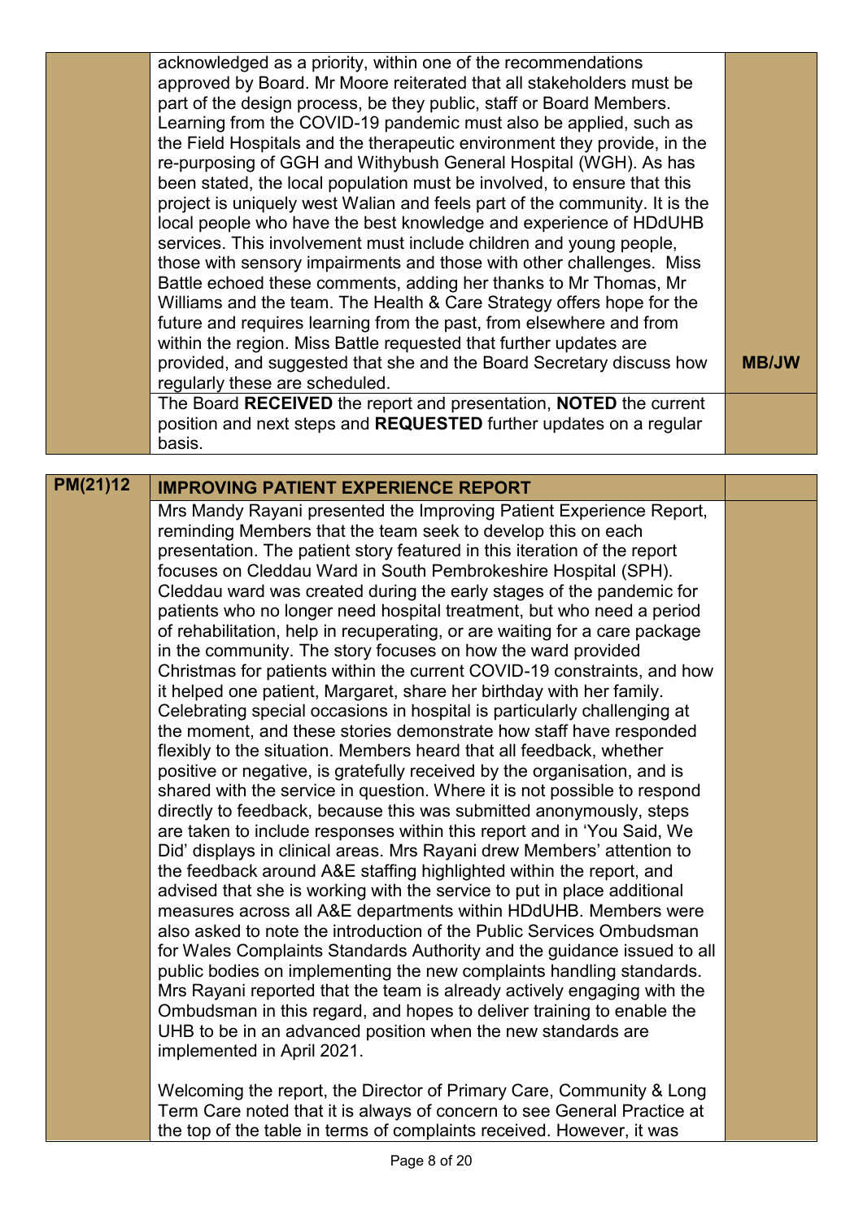| | | |
|---|---|---|
| | acknowledged as a priority, within one of the recommendations approved by Board. Mr Moore reiterated that all stakeholders must be part of the design process, be they public, staff or Board Members. Learning from the COVID-19 pandemic must also be applied, such as the Field Hospitals and the therapeutic environment they provide, in the re-purposing of GGH and Withybush General Hospital (WGH). As has been stated, the local population must be involved, to ensure that this project is uniquely west Walian and feels part of the community. It is the local people who have the best knowledge and experience of HDdUHB services. This involvement must include children and young people, those with sensory impairments and those with other challenges. Miss Battle echoed these comments, adding her thanks to Mr Thomas, Mr Williams and the team. The Health & Care Strategy offers hope for the future and requires learning from the past, from elsewhere and from within the region. Miss Battle requested that further updates are provided, and suggested that she and the Board Secretary discuss how regularly these are scheduled. | **MB/JW** |
| | The Board **RECEIVED** the report and presentation, **NOTED** the current position and next steps and **REQUESTED** further updates on a regular basis. | |

| **PM(21)12** | **IMPROVING PATIENT EXPERIENCE REPORT** | |
|---|---|---|
| | Mrs Mandy Rayani presented the Improving Patient Experience Report, reminding Members that the team seek to develop this on each presentation. The patient story featured in this iteration of the report focuses on Cleddau Ward in South Pembrokeshire Hospital (SPH). Cleddau ward was created during the early stages of the pandemic for patients who no longer need hospital treatment, but who need a period of rehabilitation, help in recuperating, or are waiting for a care package in the community. The story focuses on how the ward provided Christmas for patients within the current COVID-19 constraints, and how it helped one patient, Margaret, share her birthday with her family. Celebrating special occasions in hospital is particularly challenging at the moment, and these stories demonstrate how staff have responded flexibly to the situation. Members heard that all feedback, whether positive or negative, is gratefully received by the organisation, and is shared with the service in question. Where it is not possible to respond directly to feedback, because this was submitted anonymously, steps are taken to include responses within this report and in 'You Said, We Did' displays in clinical areas. Mrs Rayani drew Members' attention to the feedback around A&E staffing highlighted within the report, and advised that she is working with the service to put in place additional measures across all A&E departments within HDdUHB. Members were also asked to note the introduction of the Public Services Ombudsman for Wales Complaints Standards Authority and the guidance issued to all public bodies on implementing the new complaints handling standards. Mrs Rayani reported that the team is already actively engaging with the Ombudsman in this regard, and hopes to deliver training to enable the UHB to be in an advanced position when the new standards are implemented in April 2021.<br><br>Welcoming the report, the Director of Primary Care, Community & Long Term Care noted that it is always of concern to see General Practice at the top of the table in terms of complaints received. However, it was | |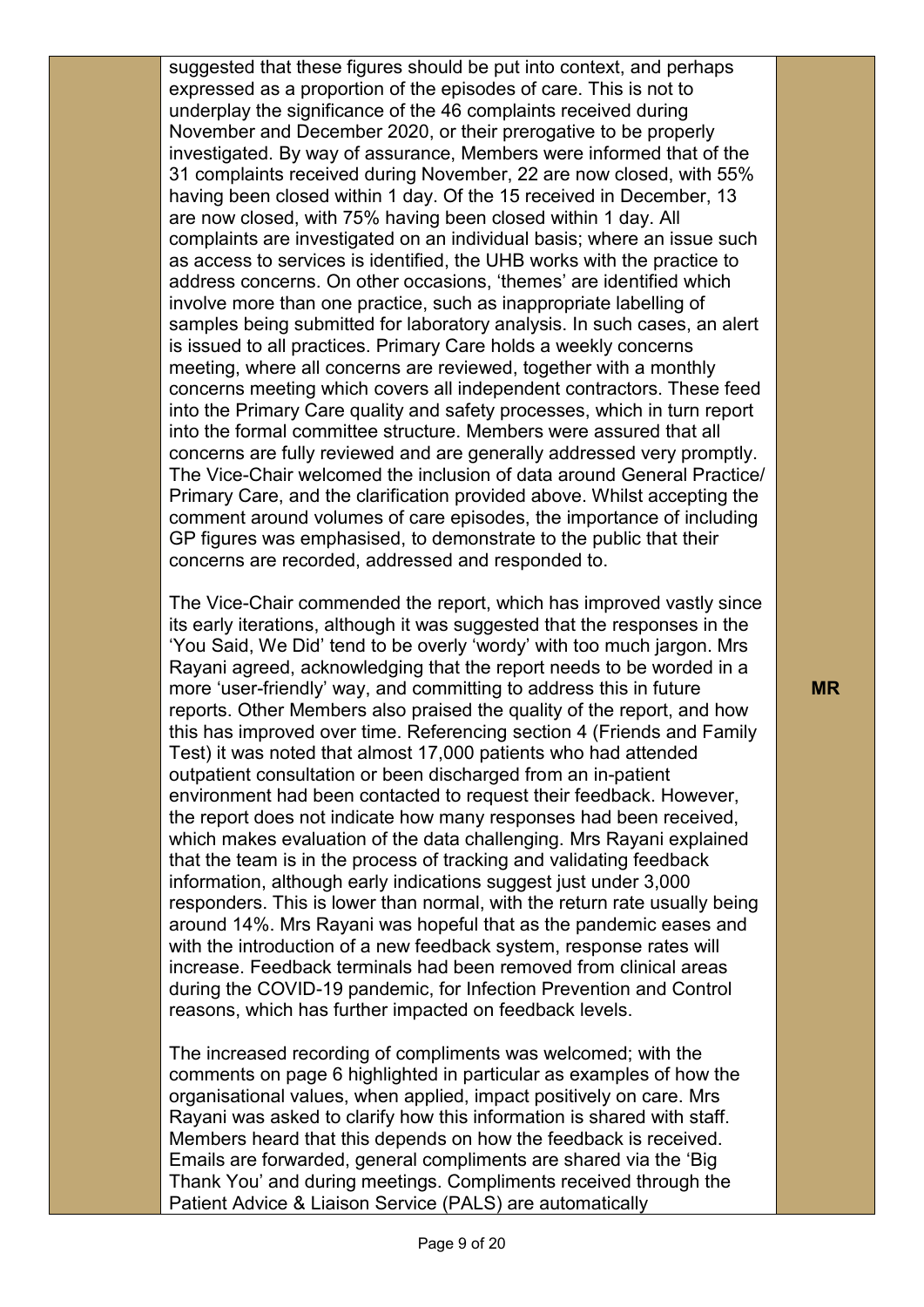| | | |
|---|---|---|
| | suggested that these figures should be put into context, and perhaps expressed as a proportion of the episodes of care. This is not to underplay the significance of the 46 complaints received during November and December 2020, or their prerogative to be properly investigated. By way of assurance, Members were informed that of the 31 complaints received during November, 22 are now closed, with 55% having been closed within 1 day. Of the 15 received in December, 13 are now closed, with 75% having been closed within 1 day. All complaints are investigated on an individual basis; where an issue such as access to services is identified, the UHB works with the practice to address concerns. On other occasions, 'themes' are identified which involve more than one practice, such as inappropriate labelling of samples being submitted for laboratory analysis. In such cases, an alert is issued to all practices. Primary Care holds a weekly concerns meeting, where all concerns are reviewed, together with a monthly concerns meeting which covers all independent contractors. These feed into the Primary Care quality and safety processes, which in turn report into the formal committee structure. Members were assured that all concerns are fully reviewed and are generally addressed very promptly. The Vice-Chair welcomed the inclusion of data around General Practice/ Primary Care, and the clarification provided above. Whilst accepting the comment around volumes of care episodes, the importance of including GP figures was emphasised, to demonstrate to the public that their concerns are recorded, addressed and responded to.<br><br>The Vice-Chair commended the report, which has improved vastly since its early iterations, although it was suggested that the responses in the 'You Said, We Did' tend to be overly 'wordy' with too much jargon. Mrs Rayani agreed, acknowledging that the report needs to be worded in a more 'user-friendly' way, and committing to address this in future reports. Other Members also praised the quality of the report, and how this has improved over time. Referencing section 4 (Friends and Family Test) it was noted that almost 17,000 patients who had attended outpatient consultation or been discharged from an in-patient environment had been contacted to request their feedback. However, the report does not indicate how many responses had been received, which makes evaluation of the data challenging. Mrs Rayani explained that the team is in the process of tracking and validating feedback information, although early indications suggest just under 3,000 responders. This is lower than normal, with the return rate usually being around 14%. Mrs Rayani was hopeful that as the pandemic eases and with the introduction of a new feedback system, response rates will increase. Feedback terminals had been removed from clinical areas during the COVID-19 pandemic, for Infection Prevention and Control reasons, which has further impacted on feedback levels.<br><br>The increased recording of compliments was welcomed; with the comments on page 6 highlighted in particular as examples of how the organisational values, when applied, impact positively on care. Mrs Rayani was asked to clarify how this information is shared with staff. Members heard that this depends on how the feedback is received. Emails are forwarded, general compliments are shared via the 'Big Thank You' and during meetings. Compliments received through the Patient Advice & Liaison Service (PALS) are automatically | **MR** |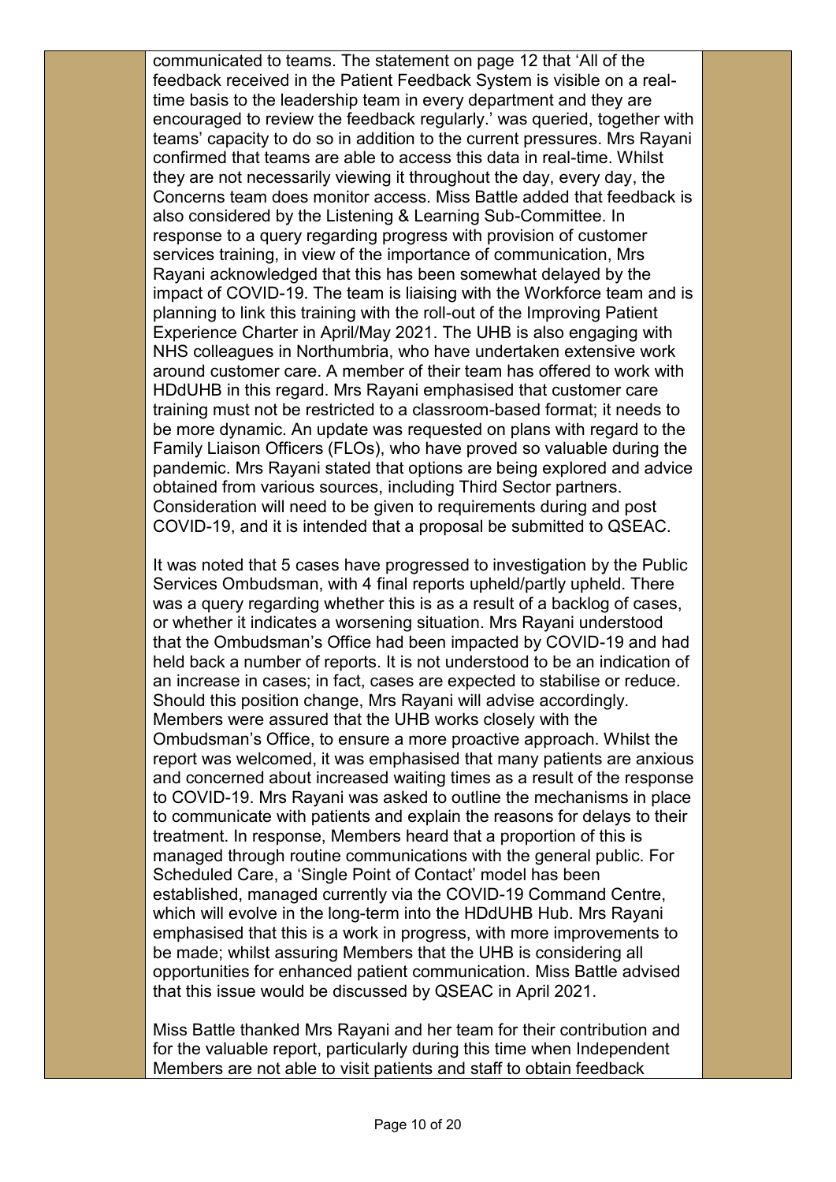communicated to teams. The statement on page 12 that 'All of the feedback received in the Patient Feedback System is visible on a real-time basis to the leadership team in every department and they are encouraged to review the feedback regularly.' was queried, together with teams' capacity to do so in addition to the current pressures. Mrs Rayani confirmed that teams are able to access this data in real-time. Whilst they are not necessarily viewing it throughout the day, every day, the Concerns team does monitor access. Miss Battle added that feedback is also considered by the Listening & Learning Sub-Committee. In response to a query regarding progress with provision of customer services training, in view of the importance of communication, Mrs Rayani acknowledged that this has been somewhat delayed by the impact of COVID-19. The team is liaising with the Workforce team and is planning to link this training with the roll-out of the Improving Patient Experience Charter in April/May 2021. The UHB is also engaging with NHS colleagues in Northumbria, who have undertaken extensive work around customer care. A member of their team has offered to work with HDdUHB in this regard. Mrs Rayani emphasised that customer care training must not be restricted to a classroom-based format; it needs to be more dynamic. An update was requested on plans with regard to the Family Liaison Officers (FLOs), who have proved so valuable during the pandemic. Mrs Rayani stated that options are being explored and advice obtained from various sources, including Third Sector partners. Consideration will need to be given to requirements during and post COVID-19, and it is intended that a proposal be submitted to QSEAC.

It was noted that 5 cases have progressed to investigation by the Public Services Ombudsman, with 4 final reports upheld/partly upheld. There was a query regarding whether this is as a result of a backlog of cases, or whether it indicates a worsening situation. Mrs Rayani understood that the Ombudsman's Office had been impacted by COVID-19 and had held back a number of reports. It is not understood to be an indication of an increase in cases; in fact, cases are expected to stabilise or reduce. Should this position change, Mrs Rayani will advise accordingly. Members were assured that the UHB works closely with the Ombudsman's Office, to ensure a more proactive approach. Whilst the report was welcomed, it was emphasised that many patients are anxious and concerned about increased waiting times as a result of the response to COVID-19. Mrs Rayani was asked to outline the mechanisms in place to communicate with patients and explain the reasons for delays to their treatment. In response, Members heard that a proportion of this is managed through routine communications with the general public. For Scheduled Care, a 'Single Point of Contact' model has been established, managed currently via the COVID-19 Command Centre, which will evolve in the long-term into the HDdUHB Hub. Mrs Rayani emphasised that this is a work in progress, with more improvements to be made; whilst assuring Members that the UHB is considering all opportunities for enhanced patient communication. Miss Battle advised that this issue would be discussed by QSEAC in April 2021.

Miss Battle thanked Mrs Rayani and her team for their contribution and for the valuable report, particularly during this time when Independent Members are not able to visit patients and staff to obtain feedback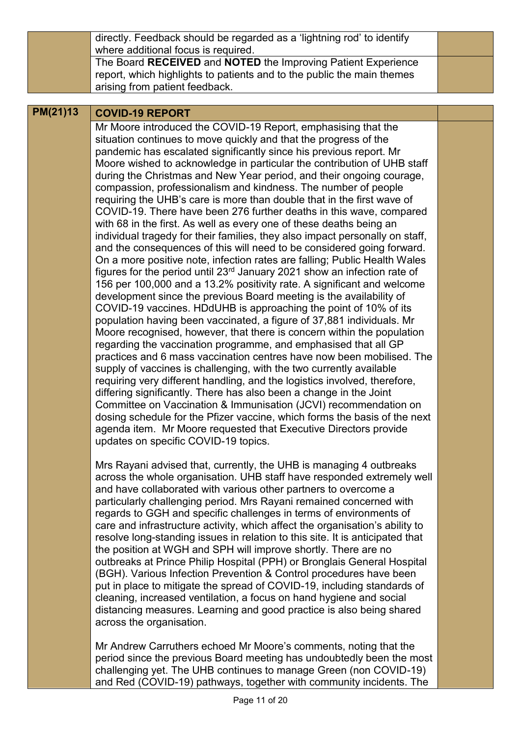| | | |
|---|---|---|
| | directly. Feedback should be regarded as a 'lightning rod' to identify where additional focus is required. | |
| | The Board **RECEIVED** and **NOTED** the Improving Patient Experience report, which highlights to patients and to the public the main themes arising from patient feedback. | |

| **PM(21)13** | **COVID-19 REPORT** | |
|---|---|---|
| | Mr Moore introduced the COVID-19 Report, emphasising that the situation continues to move quickly and that the progress of the pandemic has escalated significantly since his previous report. Mr Moore wished to acknowledge in particular the contribution of UHB staff during the Christmas and New Year period, and their ongoing courage, compassion, professionalism and kindness. The number of people requiring the UHB's care is more than double that in the first wave of COVID-19. There have been 276 further deaths in this wave, compared with 68 in the first. As well as every one of these deaths being an individual tragedy for their families, they also impact personally on staff, and the consequences of this will need to be considered going forward. On a more positive note, infection rates are falling; Public Health Wales figures for the period until 23rd January 2021 show an infection rate of 156 per 100,000 and a 13.2% positivity rate. A significant and welcome development since the previous Board meeting is the availability of COVID-19 vaccines. HDdUHB is approaching the point of 10% of its population having been vaccinated, a figure of 37,881 individuals. Mr Moore recognised, however, that there is concern within the population regarding the vaccination programme, and emphasised that all GP practices and 6 mass vaccination centres have now been mobilised. The supply of vaccines is challenging, with the two currently available requiring very different handling, and the logistics involved, therefore, differing significantly. There has also been a change in the Joint Committee on Vaccination & Immunisation (JCVI) recommendation on dosing schedule for the Pfizer vaccine, which forms the basis of the next agenda item. Mr Moore requested that Executive Directors provide updates on specific COVID-19 topics.<br><br>Mrs Rayani advised that, currently, the UHB is managing 4 outbreaks across the whole organisation. UHB staff have responded extremely well and have collaborated with various other partners to overcome a particularly challenging period. Mrs Rayani remained concerned with regards to GGH and specific challenges in terms of environments of care and infrastructure activity, which affect the organisation's ability to resolve long-standing issues in relation to this site. It is anticipated that the position at WGH and SPH will improve shortly. There are no outbreaks at Prince Philip Hospital (PPH) or Bronglais General Hospital (BGH). Various Infection Prevention & Control procedures have been put in place to mitigate the spread of COVID-19, including standards of cleaning, increased ventilation, a focus on hand hygiene and social distancing measures. Learning and good practice is also being shared across the organisation.<br><br>Mr Andrew Carruthers echoed Mr Moore's comments, noting that the period since the previous Board meeting has undoubtedly been the most challenging yet. The UHB continues to manage Green (non COVID-19) and Red (COVID-19) pathways, together with community incidents. The | |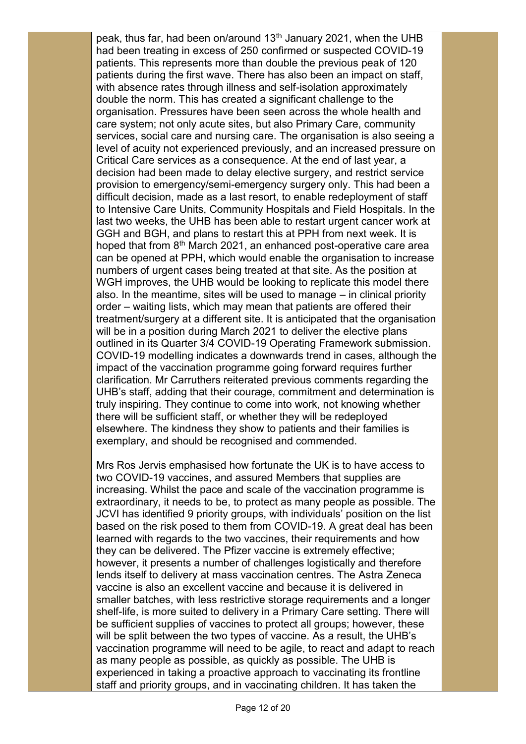peak, thus far, had been on/around 13th January 2021, when the UHB had been treating in excess of 250 confirmed or suspected COVID-19 patients. This represents more than double the previous peak of 120 patients during the first wave. There has also been an impact on staff, with absence rates through illness and self-isolation approximately double the norm. This has created a significant challenge to the organisation. Pressures have been seen across the whole health and care system; not only acute sites, but also Primary Care, community services, social care and nursing care. The organisation is also seeing a level of acuity not experienced previously, and an increased pressure on Critical Care services as a consequence. At the end of last year, a decision had been made to delay elective surgery, and restrict service provision to emergency/semi-emergency surgery only. This had been a difficult decision, made as a last resort, to enable redeployment of staff to Intensive Care Units, Community Hospitals and Field Hospitals. In the last two weeks, the UHB has been able to restart urgent cancer work at GGH and BGH, and plans to restart this at PPH from next week. It is hoped that from 8th March 2021, an enhanced post-operative care area can be opened at PPH, which would enable the organisation to increase numbers of urgent cases being treated at that site. As the position at WGH improves, the UHB would be looking to replicate this model there also. In the meantime, sites will be used to manage – in clinical priority order – waiting lists, which may mean that patients are offered their treatment/surgery at a different site. It is anticipated that the organisation will be in a position during March 2021 to deliver the elective plans outlined in its Quarter 3/4 COVID-19 Operating Framework submission. COVID-19 modelling indicates a downwards trend in cases, although the impact of the vaccination programme going forward requires further clarification. Mr Carruthers reiterated previous comments regarding the UHB's staff, adding that their courage, commitment and determination is truly inspiring. They continue to come into work, not knowing whether there will be sufficient staff, or whether they will be redeployed elsewhere. The kindness they show to patients and their families is exemplary, and should be recognised and commended.

Mrs Ros Jervis emphasised how fortunate the UK is to have access to two COVID-19 vaccines, and assured Members that supplies are increasing. Whilst the pace and scale of the vaccination programme is extraordinary, it needs to be, to protect as many people as possible. The JCVI has identified 9 priority groups, with individuals' position on the list based on the risk posed to them from COVID-19. A great deal has been learned with regards to the two vaccines, their requirements and how they can be delivered. The Pfizer vaccine is extremely effective; however, it presents a number of challenges logistically and therefore lends itself to delivery at mass vaccination centres. The Astra Zeneca vaccine is also an excellent vaccine and because it is delivered in smaller batches, with less restrictive storage requirements and a longer shelf-life, is more suited to delivery in a Primary Care setting. There will be sufficient supplies of vaccines to protect all groups; however, these will be split between the two types of vaccine. As a result, the UHB's vaccination programme will need to be agile, to react and adapt to reach as many people as possible, as quickly as possible. The UHB is experienced in taking a proactive approach to vaccinating its frontline staff and priority groups, and in vaccinating children. It has taken the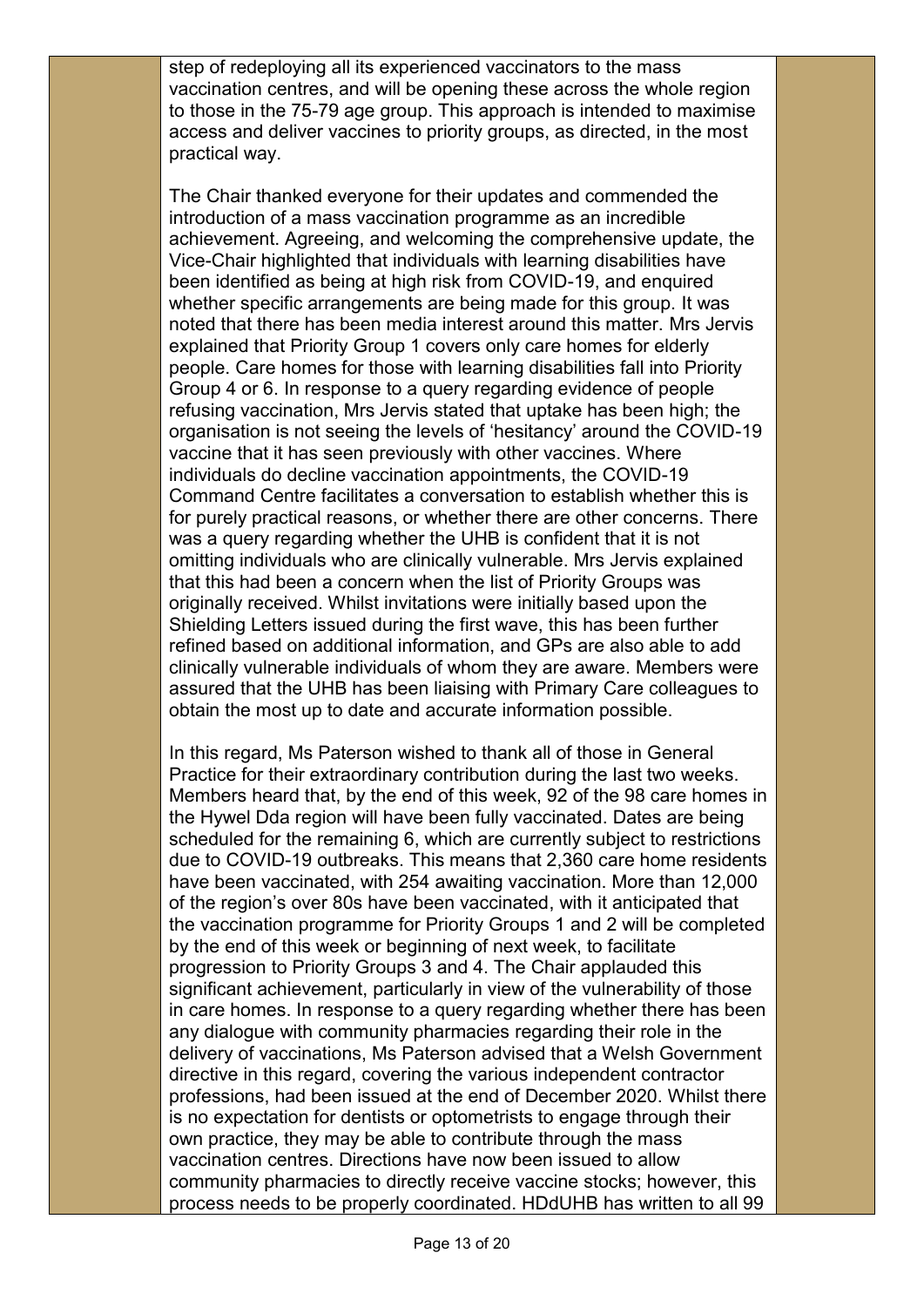step of redeploying all its experienced vaccinators to the mass vaccination centres, and will be opening these across the whole region to those in the 75-79 age group. This approach is intended to maximise access and deliver vaccines to priority groups, as directed, in the most practical way.

The Chair thanked everyone for their updates and commended the introduction of a mass vaccination programme as an incredible achievement. Agreeing, and welcoming the comprehensive update, the Vice-Chair highlighted that individuals with learning disabilities have been identified as being at high risk from COVID-19, and enquired whether specific arrangements are being made for this group. It was noted that there has been media interest around this matter. Mrs Jervis explained that Priority Group 1 covers only care homes for elderly people. Care homes for those with learning disabilities fall into Priority Group 4 or 6. In response to a query regarding evidence of people refusing vaccination, Mrs Jervis stated that uptake has been high; the organisation is not seeing the levels of 'hesitancy' around the COVID-19 vaccine that it has seen previously with other vaccines. Where individuals do decline vaccination appointments, the COVID-19 Command Centre facilitates a conversation to establish whether this is for purely practical reasons, or whether there are other concerns. There was a query regarding whether the UHB is confident that it is not omitting individuals who are clinically vulnerable. Mrs Jervis explained that this had been a concern when the list of Priority Groups was originally received. Whilst invitations were initially based upon the Shielding Letters issued during the first wave, this has been further refined based on additional information, and GPs are also able to add clinically vulnerable individuals of whom they are aware. Members were assured that the UHB has been liaising with Primary Care colleagues to obtain the most up to date and accurate information possible.

In this regard, Ms Paterson wished to thank all of those in General Practice for their extraordinary contribution during the last two weeks. Members heard that, by the end of this week, 92 of the 98 care homes in the Hywel Dda region will have been fully vaccinated. Dates are being scheduled for the remaining 6, which are currently subject to restrictions due to COVID-19 outbreaks. This means that 2,360 care home residents have been vaccinated, with 254 awaiting vaccination. More than 12,000 of the region's over 80s have been vaccinated, with it anticipated that the vaccination programme for Priority Groups 1 and 2 will be completed by the end of this week or beginning of next week, to facilitate progression to Priority Groups 3 and 4. The Chair applauded this significant achievement, particularly in view of the vulnerability of those in care homes. In response to a query regarding whether there has been any dialogue with community pharmacies regarding their role in the delivery of vaccinations, Ms Paterson advised that a Welsh Government directive in this regard, covering the various independent contractor professions, had been issued at the end of December 2020. Whilst there is no expectation for dentists or optometrists to engage through their own practice, they may be able to contribute through the mass vaccination centres. Directions have now been issued to allow community pharmacies to directly receive vaccine stocks; however, this process needs to be properly coordinated. HDdUHB has written to all 99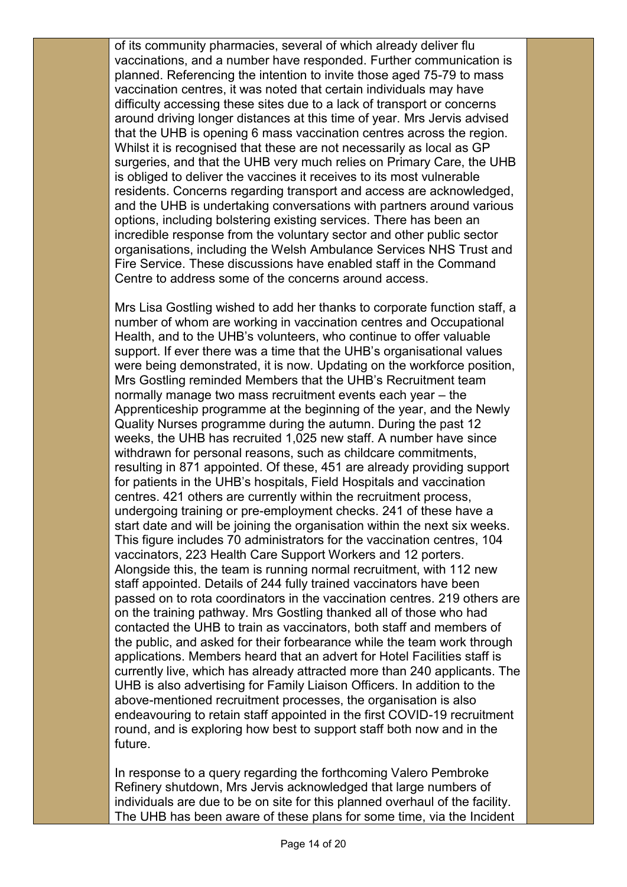of its community pharmacies, several of which already deliver flu vaccinations, and a number have responded. Further communication is planned. Referencing the intention to invite those aged 75-79 to mass vaccination centres, it was noted that certain individuals may have difficulty accessing these sites due to a lack of transport or concerns around driving longer distances at this time of year. Mrs Jervis advised that the UHB is opening 6 mass vaccination centres across the region. Whilst it is recognised that these are not necessarily as local as GP surgeries, and that the UHB very much relies on Primary Care, the UHB is obliged to deliver the vaccines it receives to its most vulnerable residents. Concerns regarding transport and access are acknowledged, and the UHB is undertaking conversations with partners around various options, including bolstering existing services. There has been an incredible response from the voluntary sector and other public sector organisations, including the Welsh Ambulance Services NHS Trust and Fire Service. These discussions have enabled staff in the Command Centre to address some of the concerns around access.

Mrs Lisa Gostling wished to add her thanks to corporate function staff, a number of whom are working in vaccination centres and Occupational Health, and to the UHB's volunteers, who continue to offer valuable support. If ever there was a time that the UHB's organisational values were being demonstrated, it is now. Updating on the workforce position, Mrs Gostling reminded Members that the UHB's Recruitment team normally manage two mass recruitment events each year – the Apprenticeship programme at the beginning of the year, and the Newly Quality Nurses programme during the autumn. During the past 12 weeks, the UHB has recruited 1,025 new staff. A number have since withdrawn for personal reasons, such as childcare commitments, resulting in 871 appointed. Of these, 451 are already providing support for patients in the UHB's hospitals, Field Hospitals and vaccination centres. 421 others are currently within the recruitment process, undergoing training or pre-employment checks. 241 of these have a start date and will be joining the organisation within the next six weeks. This figure includes 70 administrators for the vaccination centres, 104 vaccinators, 223 Health Care Support Workers and 12 porters. Alongside this, the team is running normal recruitment, with 112 new staff appointed. Details of 244 fully trained vaccinators have been passed on to rota coordinators in the vaccination centres. 219 others are on the training pathway. Mrs Gostling thanked all of those who had contacted the UHB to train as vaccinators, both staff and members of the public, and asked for their forbearance while the team work through applications. Members heard that an advert for Hotel Facilities staff is currently live, which has already attracted more than 240 applicants. The UHB is also advertising for Family Liaison Officers. In addition to the above-mentioned recruitment processes, the organisation is also endeavouring to retain staff appointed in the first COVID-19 recruitment round, and is exploring how best to support staff both now and in the future.

In response to a query regarding the forthcoming Valero Pembroke Refinery shutdown, Mrs Jervis acknowledged that large numbers of individuals are due to be on site for this planned overhaul of the facility. The UHB has been aware of these plans for some time, via the Incident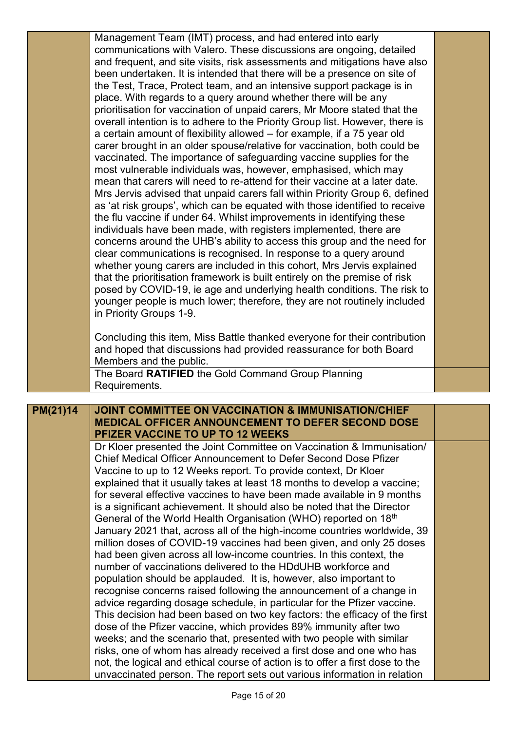| | | |
|---|---|---|
| | Management Team (IMT) process, and had entered into early communications with Valero. These discussions are ongoing, detailed and frequent, and site visits, risk assessments and mitigations have also been undertaken. It is intended that there will be a presence on site of the Test, Trace, Protect team, and an intensive support package is in place. With regards to a query around whether there will be any prioritisation for vaccination of unpaid carers, Mr Moore stated that the overall intention is to adhere to the Priority Group list. However, there is a certain amount of flexibility allowed – for example, if a 75 year old carer brought in an older spouse/relative for vaccination, both could be vaccinated. The importance of safeguarding vaccine supplies for the most vulnerable individuals was, however, emphasised, which may mean that carers will need to re-attend for their vaccine at a later date. Mrs Jervis advised that unpaid carers fall within Priority Group 6, defined as 'at risk groups', which can be equated with those identified to receive the flu vaccine if under 64. Whilst improvements in identifying these individuals have been made, with registers implemented, there are concerns around the UHB's ability to access this group and the need for clear communications is recognised. In response to a query around whether young carers are included in this cohort, Mrs Jervis explained that the prioritisation framework is built entirely on the premise of risk posed by COVID-19, ie age and underlying health conditions. The risk to younger people is much lower; therefore, they are not routinely included in Priority Groups 1-9.<br><br>Concluding this item, Miss Battle thanked everyone for their contribution and hoped that discussions had provided reassurance for both Board Members and the public. | |
| | The Board **RATIFIED** the Gold Command Group Planning Requirements. | |

| | | |
|---|---|---|
| **PM(21)14** | **JOINT COMMITTEE ON VACCINATION & IMMUNISATION/CHIEF MEDICAL OFFICER ANNOUNCEMENT TO DEFER SECOND DOSE PFIZER VACCINE TO UP TO 12 WEEKS** | |
| | Dr Kloer presented the Joint Committee on Vaccination & Immunisation/ Chief Medical Officer Announcement to Defer Second Dose Pfizer Vaccine to up to 12 Weeks report. To provide context, Dr Kloer explained that it usually takes at least 18 months to develop a vaccine; for several effective vaccines to have been made available in 9 months is a significant achievement. It should also be noted that the Director General of the World Health Organisation (WHO) reported on 18th January 2021 that, across all of the high-income countries worldwide, 39 million doses of COVID-19 vaccines had been given, and only 25 doses had been given across all low-income countries. In this context, the number of vaccinations delivered to the HDdUHB workforce and population should be applauded. It is, however, also important to recognise concerns raised following the announcement of a change in advice regarding dosage schedule, in particular for the Pfizer vaccine. This decision had been based on two key factors: the efficacy of the first dose of the Pfizer vaccine, which provides 89% immunity after two weeks; and the scenario that, presented with two people with similar risks, one of whom has already received a first dose and one who has not, the logical and ethical course of action is to offer a first dose to the unvaccinated person. The report sets out various information in relation | |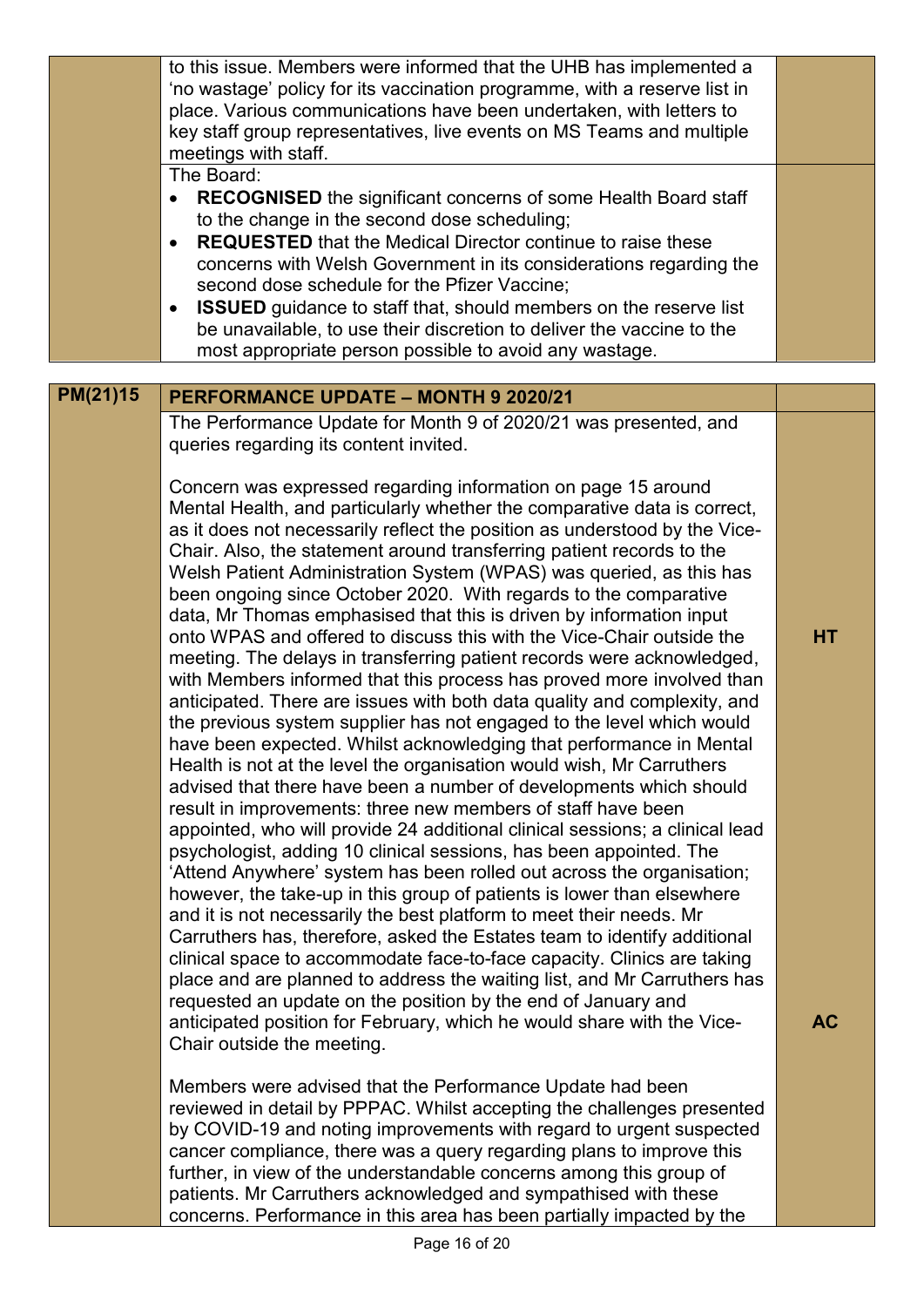| | | |
|---|---|---|
| | to this issue. Members were informed that the UHB has implemented a 'no wastage' policy for its vaccination programme, with a reserve list in place. Various communications have been undertaken, with letters to key staff group representatives, live events on MS Teams and multiple meetings with staff. | |
| | The Board:<br>• **RECOGNISED** the significant concerns of some Health Board staff to the change in the second dose scheduling;<br>• **REQUESTED** that the Medical Director continue to raise these concerns with Welsh Government in its considerations regarding the second dose schedule for the Pfizer Vaccine;<br>• **ISSUED** guidance to staff that, should members on the reserve list be unavailable, to use their discretion to deliver the vaccine to the most appropriate person possible to avoid any wastage. | |

| | | |
|---|---|---|
| **PM(21)15** | **PERFORMANCE UPDATE – MONTH 9 2020/21** | |
| | The Performance Update for Month 9 of 2020/21 was presented, and queries regarding its content invited.<br><br>Concern was expressed regarding information on page 15 around Mental Health, and particularly whether the comparative data is correct, as it does not necessarily reflect the position as understood by the Vice-Chair. Also, the statement around transferring patient records to the Welsh Patient Administration System (WPAS) was queried, as this has been ongoing since October 2020. With regards to the comparative data, Mr Thomas emphasised that this is driven by information input onto WPAS and offered to discuss this with the Vice-Chair outside the meeting. The delays in transferring patient records were acknowledged, with Members informed that this process has proved more involved than anticipated. There are issues with both data quality and complexity, and the previous system supplier has not engaged to the level which would have been expected. Whilst acknowledging that performance in Mental Health is not at the level the organisation would wish, Mr Carruthers advised that there have been a number of developments which should result in improvements: three new members of staff have been appointed, who will provide 24 additional clinical sessions; a clinical lead psychologist, adding 10 clinical sessions, has been appointed. The 'Attend Anywhere' system has been rolled out across the organisation; however, the take-up in this group of patients is lower than elsewhere and it is not necessarily the best platform to meet their needs. Mr Carruthers has, therefore, asked the Estates team to identify additional clinical space to accommodate face-to-face capacity. Clinics are taking place and are planned to address the waiting list, and Mr Carruthers has requested an update on the position by the end of January and anticipated position for February, which he would share with the Vice-Chair outside the meeting.<br><br>Members were advised that the Performance Update had been reviewed in detail by PPPAC. Whilst accepting the challenges presented by COVID-19 and noting improvements with regard to urgent suspected cancer compliance, there was a query regarding plans to improve this further, in view of the understandable concerns among this group of patients. Mr Carruthers acknowledged and sympathised with these concerns. Performance in this area has been partially impacted by the | **HT**<br><br>**AC** |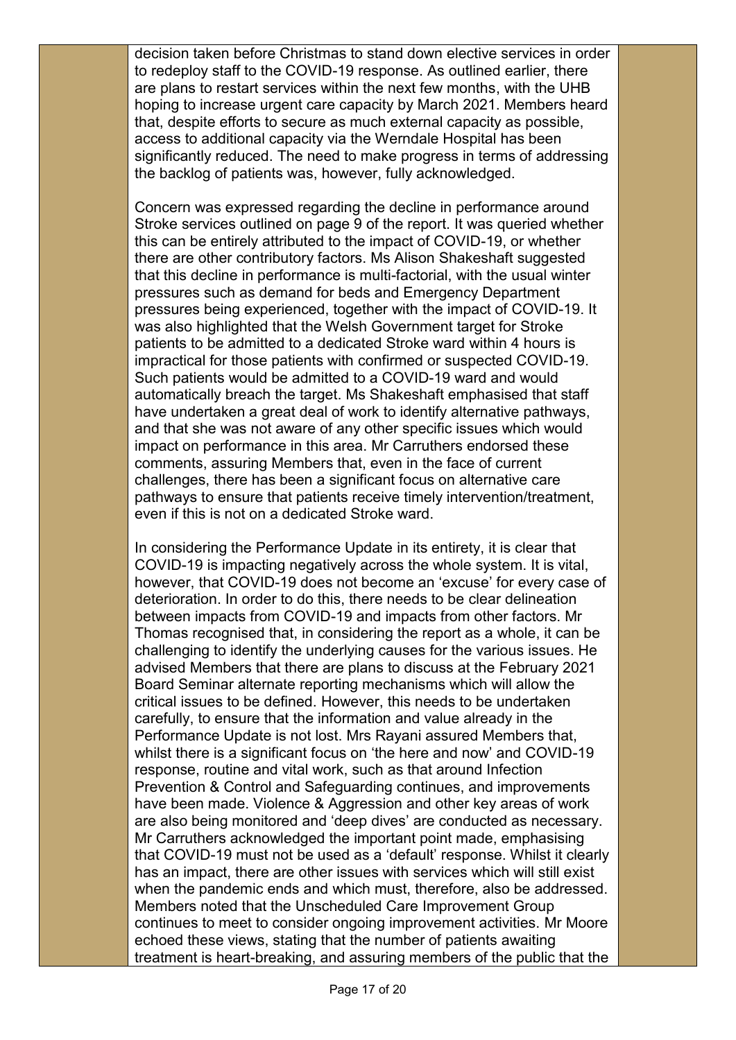decision taken before Christmas to stand down elective services in order to redeploy staff to the COVID-19 response. As outlined earlier, there are plans to restart services within the next few months, with the UHB hoping to increase urgent care capacity by March 2021. Members heard that, despite efforts to secure as much external capacity as possible, access to additional capacity via the Werndale Hospital has been significantly reduced. The need to make progress in terms of addressing the backlog of patients was, however, fully acknowledged.

Concern was expressed regarding the decline in performance around Stroke services outlined on page 9 of the report. It was queried whether this can be entirely attributed to the impact of COVID-19, or whether there are other contributory factors. Ms Alison Shakeshaft suggested that this decline in performance is multi-factorial, with the usual winter pressures such as demand for beds and Emergency Department pressures being experienced, together with the impact of COVID-19. It was also highlighted that the Welsh Government target for Stroke patients to be admitted to a dedicated Stroke ward within 4 hours is impractical for those patients with confirmed or suspected COVID-19. Such patients would be admitted to a COVID-19 ward and would automatically breach the target. Ms Shakeshaft emphasised that staff have undertaken a great deal of work to identify alternative pathways, and that she was not aware of any other specific issues which would impact on performance in this area. Mr Carruthers endorsed these comments, assuring Members that, even in the face of current challenges, there has been a significant focus on alternative care pathways to ensure that patients receive timely intervention/treatment, even if this is not on a dedicated Stroke ward.

In considering the Performance Update in its entirety, it is clear that COVID-19 is impacting negatively across the whole system. It is vital, however, that COVID-19 does not become an 'excuse' for every case of deterioration. In order to do this, there needs to be clear delineation between impacts from COVID-19 and impacts from other factors. Mr Thomas recognised that, in considering the report as a whole, it can be challenging to identify the underlying causes for the various issues. He advised Members that there are plans to discuss at the February 2021 Board Seminar alternate reporting mechanisms which will allow the critical issues to be defined. However, this needs to be undertaken carefully, to ensure that the information and value already in the Performance Update is not lost. Mrs Rayani assured Members that, whilst there is a significant focus on 'the here and now' and COVID-19 response, routine and vital work, such as that around Infection Prevention & Control and Safeguarding continues, and improvements have been made. Violence & Aggression and other key areas of work are also being monitored and 'deep dives' are conducted as necessary. Mr Carruthers acknowledged the important point made, emphasising that COVID-19 must not be used as a 'default' response. Whilst it clearly has an impact, there are other issues with services which will still exist when the pandemic ends and which must, therefore, also be addressed. Members noted that the Unscheduled Care Improvement Group continues to meet to consider ongoing improvement activities. Mr Moore echoed these views, stating that the number of patients awaiting treatment is heart-breaking, and assuring members of the public that the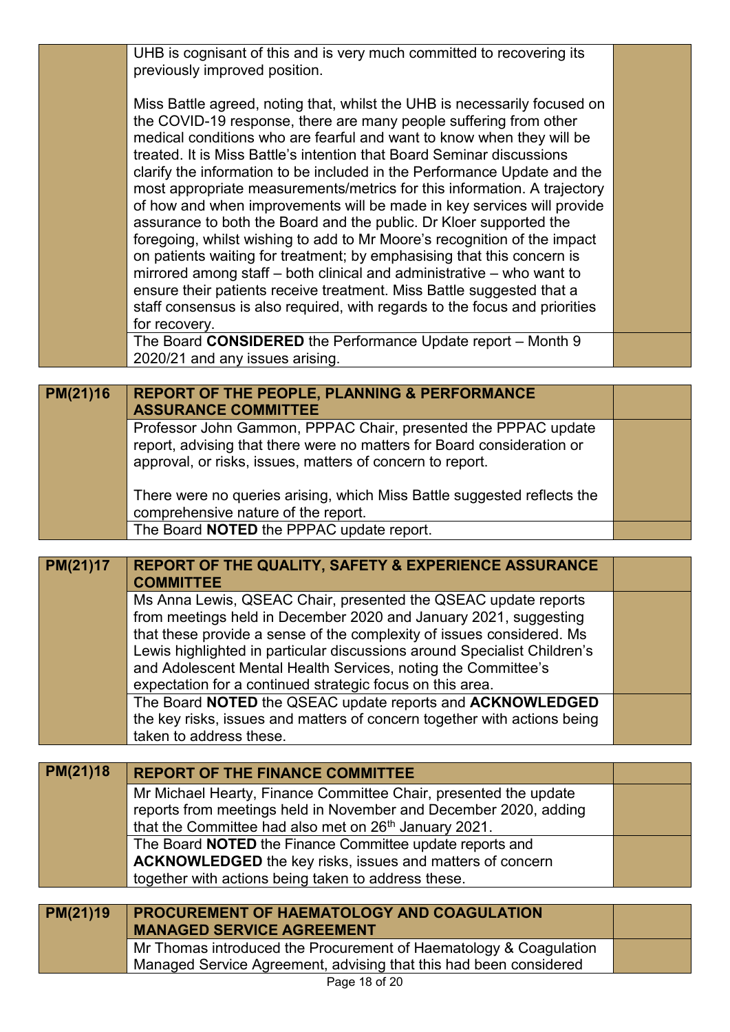| | | |
|---|---|---|
| | UHB is cognisant of this and is very much committed to recovering its previously improved position.<br><br>Miss Battle agreed, noting that, whilst the UHB is necessarily focused on the COVID-19 response, there are many people suffering from other medical conditions who are fearful and want to know when they will be treated. It is Miss Battle's intention that Board Seminar discussions clarify the information to be included in the Performance Update and the most appropriate measurements/metrics for this information. A trajectory of how and when improvements will be made in key services will provide assurance to both the Board and the public. Dr Kloer supported the foregoing, whilst wishing to add to Mr Moore's recognition of the impact on patients waiting for treatment; by emphasising that this concern is mirrored among staff – both clinical and administrative – who want to ensure their patients receive treatment. Miss Battle suggested that a staff consensus is also required, with regards to the focus and priorities for recovery. | |
| | The Board **CONSIDERED** the Performance Update report – Month 9 2020/21 and any issues arising. | |

| | | |
|---|---|---|
| **PM(21)16** | **REPORT OF THE PEOPLE, PLANNING & PERFORMANCE ASSURANCE COMMITTEE** | |
| | Professor John Gammon, PPPAC Chair, presented the PPPAC update report, advising that there were no matters for Board consideration or approval, or risks, issues, matters of concern to report.<br><br>There were no queries arising, which Miss Battle suggested reflects the comprehensive nature of the report. | |
| | The Board **NOTED** the PPPAC update report. | |

| | | |
|---|---|---|
| **PM(21)17** | **REPORT OF THE QUALITY, SAFETY & EXPERIENCE ASSURANCE COMMITTEE** | |
| | Ms Anna Lewis, QSEAC Chair, presented the QSEAC update reports from meetings held in December 2020 and January 2021, suggesting that these provide a sense of the complexity of issues considered. Ms Lewis highlighted in particular discussions around Specialist Children's and Adolescent Mental Health Services, noting the Committee's expectation for a continued strategic focus on this area. | |
| | The Board **NOTED** the QSEAC update reports and **ACKNOWLEDGED** the key risks, issues and matters of concern together with actions being taken to address these. | |

| | | |
|---|---|---|
| **PM(21)18** | **REPORT OF THE FINANCE COMMITTEE** | |
| | Mr Michael Hearty, Finance Committee Chair, presented the update reports from meetings held in November and December 2020, adding that the Committee had also met on 26th January 2021. | |
| | The Board **NOTED** the Finance Committee update reports and **ACKNOWLEDGED** the key risks, issues and matters of concern together with actions being taken to address these. | |

| | | |
|---|---|---|
| **PM(21)19** | **PROCUREMENT OF HAEMATOLOGY AND COAGULATION MANAGED SERVICE AGREEMENT** | |
| | Mr Thomas introduced the Procurement of Haematology & Coagulation Managed Service Agreement, advising that this had been considered | |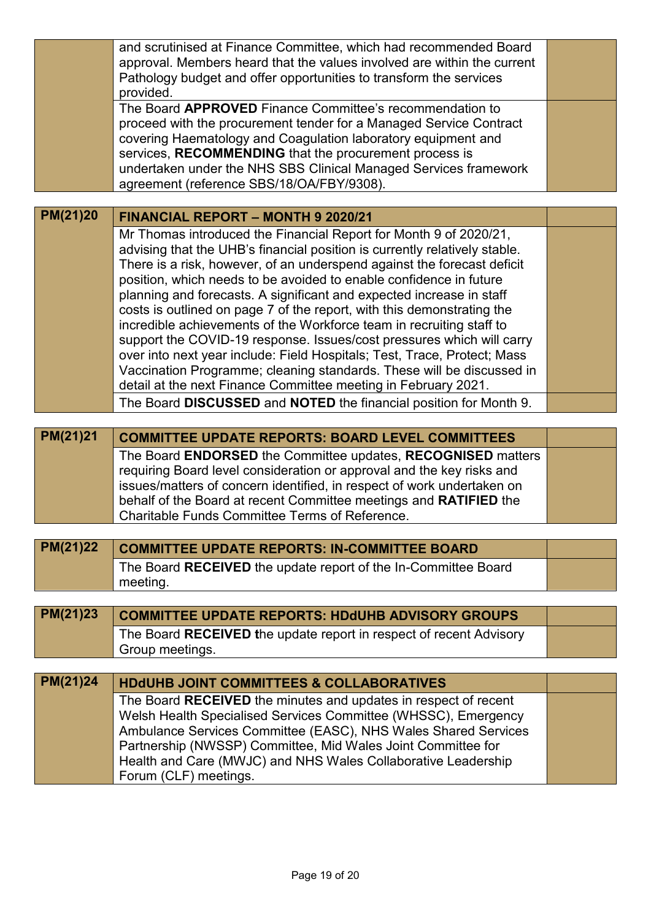| | | |
|---|---|---|
| | and scrutinised at Finance Committee, which had recommended Board approval. Members heard that the values involved are within the current Pathology budget and offer opportunities to transform the services provided. | |
| | The Board **APPROVED** Finance Committee's recommendation to proceed with the procurement tender for a Managed Service Contract covering Haematology and Coagulation laboratory equipment and services, **RECOMMENDING** that the procurement process is undertaken under the NHS SBS Clinical Managed Services framework agreement (reference SBS/18/OA/FBY/9308). | |

| **PM(21)20** | **FINANCIAL REPORT – MONTH 9 2020/21** | |
|---|---|---|
| | Mr Thomas introduced the Financial Report for Month 9 of 2020/21, advising that the UHB's financial position is currently relatively stable. There is a risk, however, of an underspend against the forecast deficit position, which needs to be avoided to enable confidence in future planning and forecasts. A significant and expected increase in staff costs is outlined on page 7 of the report, with this demonstrating the incredible achievements of the Workforce team in recruiting staff to support the COVID-19 response. Issues/cost pressures which will carry over into next year include: Field Hospitals; Test, Trace, Protect; Mass Vaccination Programme; cleaning standards. These will be discussed in detail at the next Finance Committee meeting in February 2021. | |
| | The Board **DISCUSSED** and **NOTED** the financial position for Month 9. | |

| **PM(21)21** | **COMMITTEE UPDATE REPORTS: BOARD LEVEL COMMITTEES** | |
|---|---|---|
| | The Board **ENDORSED** the Committee updates, **RECOGNISED** matters requiring Board level consideration or approval and the key risks and issues/matters of concern identified, in respect of work undertaken on behalf of the Board at recent Committee meetings and **RATIFIED** the Charitable Funds Committee Terms of Reference. | |

| **PM(21)22** | **COMMITTEE UPDATE REPORTS: IN-COMMITTEE BOARD** | |
|---|---|---|
| | The Board **RECEIVED** the update report of the In-Committee Board meeting. | |

| **PM(21)23** | **COMMITTEE UPDATE REPORTS: HDdUHB ADVISORY GROUPS** | |
|---|---|---|
| | The Board **RECEIVED** the update report in respect of recent Advisory Group meetings. | |

| **PM(21)24** | **HDdUHB JOINT COMMITTEES & COLLABORATIVES** | |
|---|---|---|
| | The Board **RECEIVED** the minutes and updates in respect of recent Welsh Health Specialised Services Committee (WHSSC), Emergency Ambulance Services Committee (EASC), NHS Wales Shared Services Partnership (NWSSP) Committee, Mid Wales Joint Committee for Health and Care (MWJC) and NHS Wales Collaborative Leadership Forum (CLF) meetings. | |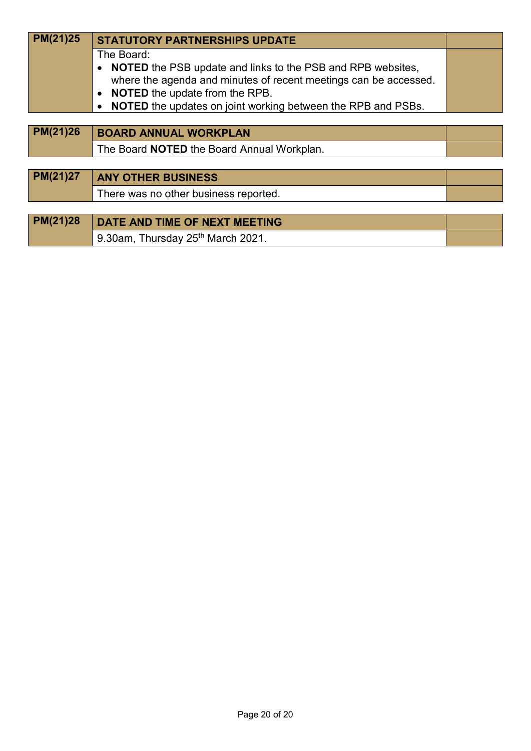| | | |
|---|---|---|
| **PM(21)25** | **STATUTORY PARTNERSHIPS UPDATE** | |
| | The Board:<br>• **NOTED** the PSB update and links to the PSB and RPB websites, where the agenda and minutes of recent meetings can be accessed.<br>• **NOTED** the update from the RPB.<br>• **NOTED** the updates on joint working between the RPB and PSBs. | |

| | | |
|---|---|---|
| **PM(21)26** | **BOARD ANNUAL WORKPLAN** | |
| | The Board **NOTED** the Board Annual Workplan. | |

| | | |
|---|---|---|
| **PM(21)27** | **ANY OTHER BUSINESS** | |
| | There was no other business reported. | |

| | | |
|---|---|---|
| **PM(21)28** | **DATE AND TIME OF NEXT MEETING** | |
| | 9.30am, Thursday 25th March 2021. | |